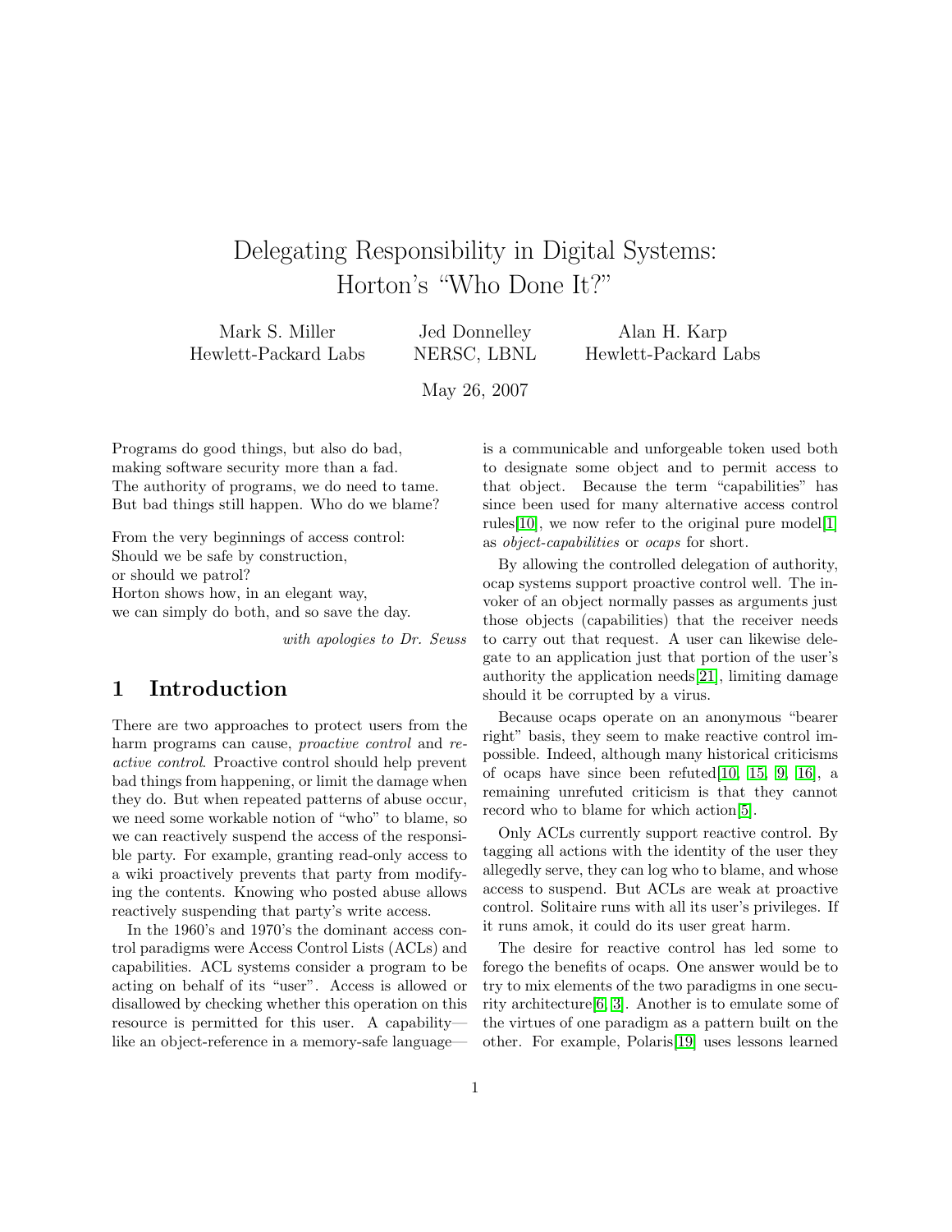# Delegating Responsibility in Digital Systems: Horton's "Who Done It?"

Mark S. Miller
Hewlett-Packard Labs

Jed Donnelley
NERSC, LBNL

Alan H. Karp
Hewlett-Packard Labs

May 26, 2007

Programs do good things, but also do bad,
making software security more than a fad.
The authority of programs, we do need to tame.
But bad things still happen. Who do we blame?

From the very beginnings of access control:
Should we be safe by construction,
or should we patrol?
Horton shows how, in an elegant way,
we can simply do both, and so save the day.

*with apologies to Dr. Seuss*

## 1 Introduction

There are two approaches to protect users from the harm programs can cause, *proactive control* and *reactive control*. Proactive control should help prevent bad things from happening, or limit the damage when they do. But when repeated patterns of abuse occur, we need some workable notion of "who" to blame, so we can reactively suspend the access of the responsible party. For example, granting read-only access to a wiki proactively prevents that party from modifying the contents. Knowing who posted abuse allows reactively suspending that party's write access.

In the 1960's and 1970's the dominant access control paradigms were Access Control Lists (ACLs) and capabilities. ACL systems consider a program to be acting on behalf of its "user". Access is allowed or disallowed by checking whether this operation on this resource is permitted for this user. A capability—like an object-reference in a memory-safe language—is a communicable and unforgeable token used both to designate some object and to permit access to that object. Because the term "capabilities" has since been used for many alternative access control rules[10], we now refer to the original pure model[1] as *object-capabilities* or *ocaps* for short.

By allowing the controlled delegation of authority, ocap systems support proactive control well. The invoker of an object normally passes as arguments just those objects (capabilities) that the receiver needs to carry out that request. A user can likewise delegate to an application just that portion of the user's authority the application needs[21], limiting damage should it be corrupted by a virus.

Because ocaps operate on an anonymous "bearer right" basis, they seem to make reactive control impossible. Indeed, although many historical criticisms of ocaps have since been refuted[10, 15, 9, 16], a remaining unrefuted criticism is that they cannot record who to blame for which action[5].

Only ACLs currently support reactive control. By tagging all actions with the identity of the user they allegedly serve, they can log who to blame, and whose access to suspend. But ACLs are weak at proactive control. Solitaire runs with all its user's privileges. If it runs amok, it could do its user great harm.

The desire for reactive control has led some to forego the benefits of ocaps. One answer would be to try to mix elements of the two paradigms in one security architecture[6, 3]. Another is to emulate some of the virtues of one paradigm as a pattern built on the other. For example, Polaris[19] uses lessons learned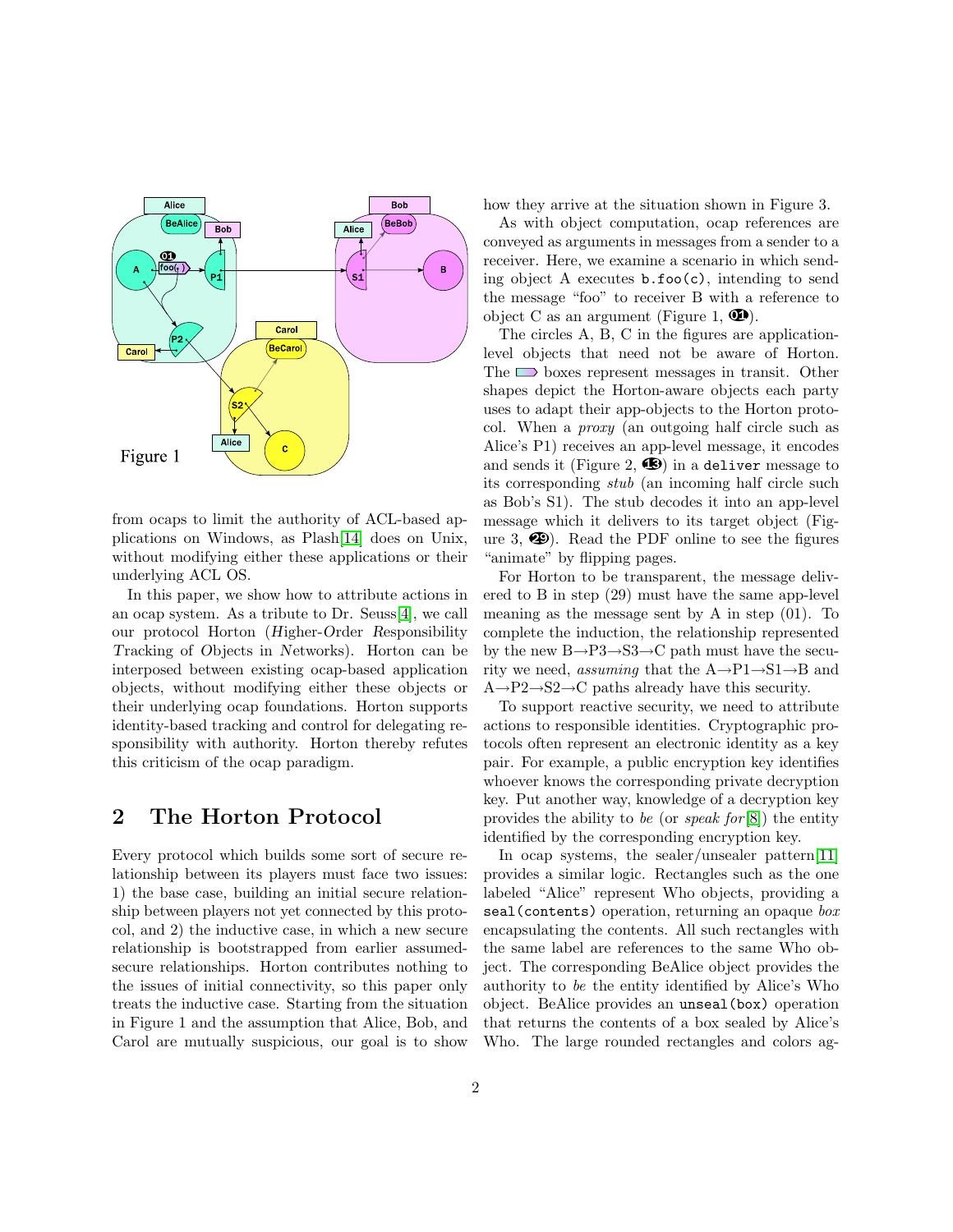from ocaps to limit the authority of ACL-based applications on Windows, as Plash[14] does on Unix, without modifying either these applications or their underlying ACL OS.

In this paper, we show how to attribute actions in an ocap system. As a tribute to Dr. Seuss[4], we call our protocol Horton (*H*igher-*O*rder *R*esponsibility *T*racking of *O*bjects in *N*etworks). Horton can be interposed between existing ocap-based application objects, without modifying either these objects or their underlying ocap foundations. Horton supports identity-based tracking and control for delegating responsibility with authority. Horton thereby refutes this criticism of the ocap paradigm.

## 2 The Horton Protocol

Every protocol which builds some sort of secure relationship between its players must face two issues: 1) the base case, building an initial secure relationship between players not yet connected by this protocol, and 2) the inductive case, in which a new secure relationship is bootstrapped from earlier assumed-secure relationships. Horton contributes nothing to the issues of initial connectivity, so this paper only treats the inductive case. Starting from the situation in Figure 1 and the assumption that Alice, Bob, and Carol are mutually suspicious, our goal is to show how they arrive at the situation shown in Figure 3.

As with object computation, ocap references are conveyed as arguments in messages from a sender to a receiver. Here, we examine a scenario in which sending object A executes `b.foo(c)`, intending to send the message "foo" to receiver B with a reference to object C as an argument (Figure 1, ❶).

The circles A, B, C in the figures are application-level objects that need not be aware of Horton. The boxes represent messages in transit. Other shapes depict the Horton-aware objects each party uses to adapt their app-objects to the Horton protocol. When a *proxy* (an outgoing half circle such as Alice's P1) receives an app-level message, it encodes and sends it (Figure 2, ⓭) in a `deliver` message to its corresponding *stub* (an incoming half circle such as Bob's S1). The stub decodes it into an app-level message which it delivers to its target object (Figure 3, ㉙). Read the PDF online to see the figures "animate" by flipping pages.

For Horton to be transparent, the message delivered to B in step (29) must have the same app-level meaning as the message sent by A in step (01). To complete the induction, the relationship represented by the new B→P3→S3→C path must have the security we need, *assuming* that the A→P1→S1→B and A→P2→S2→C paths already have this security.

To support reactive security, we need to attribute actions to responsible identities. Cryptographic protocols often represent an electronic identity as a key pair. For example, a public encryption key identifies whoever knows the corresponding private decryption key. Put another way, knowledge of a decryption key provides the ability to *be* (or *speak for*[8]) the entity identified by the corresponding encryption key.

In ocap systems, the sealer/unsealer pattern[11] provides a similar logic. Rectangles such as the one labeled "Alice" represent Who objects, providing a `seal(contents)` operation, returning an opaque *box* encapsulating the contents. All such rectangles with the same label are references to the same Who object. The corresponding BeAlice object provides the authority to *be* the entity identified by Alice's Who object. BeAlice provides an `unseal(box)` operation that returns the contents of a box sealed by Alice's Who. The large rounded rectangles and colors ag-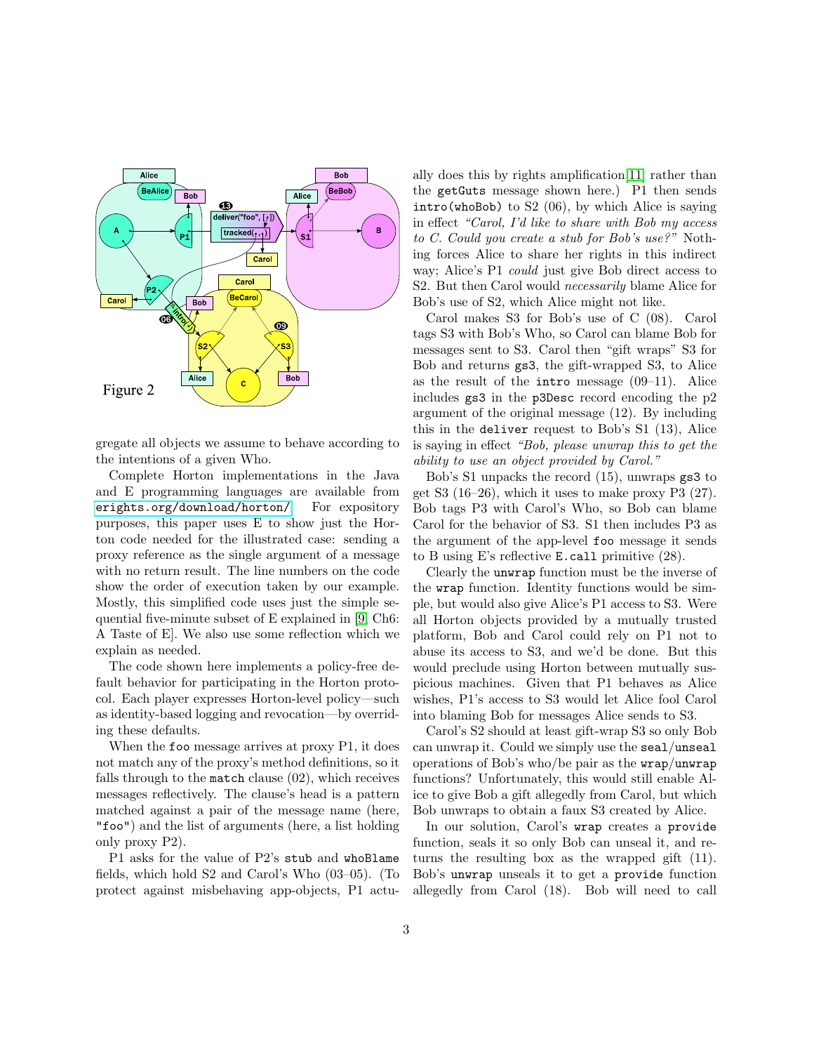Figure 2

gregate all objects we assume to behave according to the intentions of a given Who.

Complete Horton implementations in the Java and E programming languages are available from erights.org/download/horton/. For expository purposes, this paper uses E to show just the Horton code needed for the illustrated case: sending a proxy reference as the single argument of a message with no return result. The line numbers on the code show the order of execution taken by our example. Mostly, this simplified code uses just the simple sequential five-minute subset of E explained in [9, Ch6: A Taste of E]. We also use some reflection which we explain as needed.

The code shown here implements a policy-free default behavior for participating in the Horton protocol. Each player expresses Horton-level policy—such as identity-based logging and revocation—by overriding these defaults.

When the `foo` message arrives at proxy P1, it does not match any of the proxy's method definitions, so it falls through to the `match` clause (02), which receives messages reflectively. The clause's head is a pattern matched against a pair of the message name (here, `"foo"`) and the list of arguments (here, a list holding only proxy P2).

P1 asks for the value of P2's `stub` and `whoBlame` fields, which hold S2 and Carol's Who (03–05). (To protect against misbehaving app-objects, P1 actually does this by rights amplification[11] rather than the `getGuts` message shown here.) P1 then sends `intro(whoBob)` to S2 (06), by which Alice is saying in effect *"Carol, I'd like to share with Bob my access to C. Could you create a stub for Bob's use?"* Nothing forces Alice to share her rights in this indirect way; Alice's P1 *could* just give Bob direct access to S2. But then Carol would *necessarily* blame Alice for Bob's use of S2, which Alice might not like.

Carol makes S3 for Bob's use of C (08). Carol tags S3 with Bob's Who, so Carol can blame Bob for messages sent to S3. Carol then "gift wraps" S3 for Bob and returns `gs3`, the gift-wrapped S3, to Alice as the result of the `intro` message (09–11). Alice includes `gs3` in the `p3Desc` record encoding the p2 argument of the original message (12). By including this in the `deliver` request to Bob's S1 (13), Alice is saying in effect *"Bob, please unwrap this to get the ability to use an object provided by Carol."*

Bob's S1 unpacks the record (15), unwraps `gs3` to get S3 (16–26), which it uses to make proxy P3 (27). Bob tags P3 with Carol's Who, so Bob can blame Carol for the behavior of S3. S1 then includes P3 as the argument of the app-level `foo` message it sends to B using E's reflective `E.call` primitive (28).

Clearly the `unwrap` function must be the inverse of the `wrap` function. Identity functions would be simple, but would also give Alice's P1 access to S3. Were all Horton objects provided by a mutually trusted platform, Bob and Carol could rely on P1 not to abuse its access to S3, and we'd be done. But this would preclude using Horton between mutually suspicious machines. Given that P1 behaves as Alice wishes, P1's access to S3 would let Alice fool Carol into blaming Bob for messages Alice sends to S3.

Carol's S2 should at least gift-wrap S3 so only Bob can unwrap it. Could we simply use the `seal`/`unseal` operations of Bob's who/be pair as the `wrap`/`unwrap` functions? Unfortunately, this would still enable Alice to give Bob a gift allegedly from Carol, but which Bob unwraps to obtain a faux S3 created by Alice.

In our solution, Carol's `wrap` creates a `provide` function, seals it so only Bob can unseal it, and returns the resulting box as the wrapped gift (11). Bob's `unwrap` unseals it to get a `provide` function allegedly from Carol (18). Bob will need to call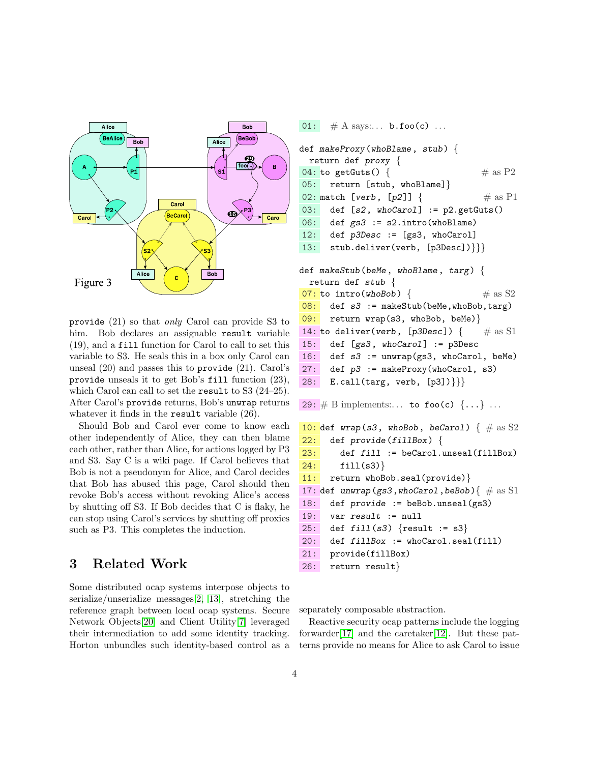Figure 3

provide (21) so that *only* Carol can provide S3 to him. Bob declares an assignable `result` variable (19), and a `fill` function for Carol to call to set this variable to S3. He seals this in a box only Carol can unseal (20) and passes this to `provide` (21). Carol's `provide` unseals it to get Bob's `fill` function (23), which Carol can call to set the `result` to S3 (24–25). After Carol's `provide` returns, Bob's `unwrap` returns whatever it finds in the `result` variable (26).

Should Bob and Carol ever come to know each other independently of Alice, they can then blame each other, rather than Alice, for actions logged by P3 and S3. Say C is a wiki page. If Carol believes that Bob is not a pseudonym for Alice, and Carol decides that Bob has abused this page, Carol should then revoke Bob's access without revoking Alice's access by shutting off S3. If Bob decides that C is flaky, he can stop using Carol's services by shutting off proxies such as P3. This completes the induction.

```
01:   # A says:...  b.foo(c) ...

def makeProxy(whoBlame, stub) {
  return def proxy {
04: to getGuts() {                          # as P2
05:   return [stub, whoBlame]}
02: match [verb, [p2]] {                    # as P1
03:   def [s2, whoCarol] := p2.getGuts()
06:   def gs3 := s2.intro(whoBlame)
12:   def p3Desc := [gs3, whoCarol]
13:   stub.deliver(verb, [p3Desc])}}}

def makeStub(beMe, whoBlame, targ) {
  return def stub {
07: to intro(whoBob) {                      # as S2
08:   def s3 := makeStub(beMe,whoBob,targ)
09:   return wrap(s3, whoBob, beMe)}
14: to deliver(verb, [p3Desc]) {            # as S1
15:   def [gs3, whoCarol] := p3Desc
16:   def s3 := unwrap(gs3, whoCarol, beMe)
27:   def p3 := makeProxy(whoCarol, s3)
28:   E.call(targ, verb, [p3])}}}

29: # B implements:...  to foo(c) {...} ...

10: def wrap(s3, whoBob, beCarol) { # as S2
22:   def provide(fillBox) {
23:     def fill := beCarol.unseal(fillBox)
24:     fill(s3)}
11:   return whoBob.seal(provide)}
17: def unwrap(gs3,whoCarol,beBob){ # as S1
18:   def provide := beBob.unseal(gs3)
19:   var result := null
25:   def fill(s3) {result := s3}
20:   def fillBox := whoCarol.seal(fill)
21:   provide(fillBox)
26:   return result}
```

## 3 Related Work

Some distributed ocap systems interpose objects to serialize/unserialize messages[2], [13], stretching the reference graph between local ocap systems. Secure Network Objects[20] and Client Utility[7] leveraged their intermediation to add some identity tracking. Horton unbundles such identity-based control as a separately composable abstraction.

Reactive security ocap patterns include the logging forwarder[17] and the caretaker[12]. But these patterns provide no means for Alice to ask Carol to issue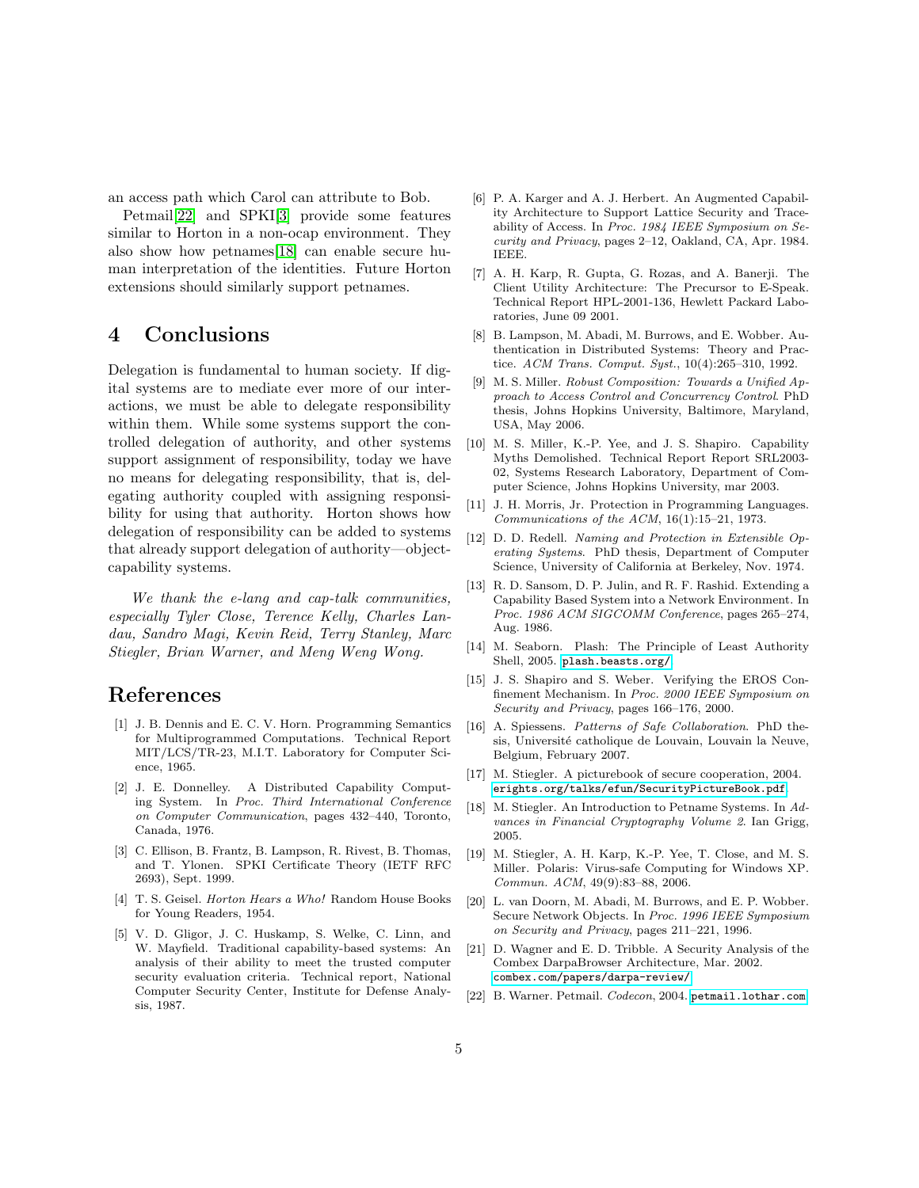an access path which Carol can attribute to Bob.

Petmail[22] and SPKI[3] provide some features similar to Horton in a non-ocap environment. They also show how petnames[18] can enable secure human interpretation of the identities. Future Horton extensions should similarly support petnames.

# 4 Conclusions

Delegation is fundamental to human society. If digital systems are to mediate ever more of our interactions, we must be able to delegate responsibility within them. While some systems support the controlled delegation of authority, and other systems support assignment of responsibility, today we have no means for delegating responsibility, that is, delegating authority coupled with assigning responsibility for using that authority. Horton shows how delegation of responsibility can be added to systems that already support delegation of authority—object-capability systems.

*We thank the e-lang and cap-talk communities, especially Tyler Close, Terence Kelly, Charles Landau, Sandro Magi, Kevin Reid, Terry Stanley, Marc Stiegler, Brian Warner, and Meng Weng Wong.*

# References

[1] J. B. Dennis and E. C. V. Horn. Programming Semantics for Multiprogrammed Computations. Technical Report MIT/LCS/TR-23, M.I.T. Laboratory for Computer Science, 1965.

[2] J. E. Donnelley. A Distributed Capability Computing System. In *Proc. Third International Conference on Computer Communication*, pages 432–440, Toronto, Canada, 1976.

[3] C. Ellison, B. Frantz, B. Lampson, R. Rivest, B. Thomas, and T. Ylonen. SPKI Certificate Theory (IETF RFC 2693), Sept. 1999.

[4] T. S. Geisel. *Horton Hears a Who!* Random House Books for Young Readers, 1954.

[5] V. D. Gligor, J. C. Huskamp, S. Welke, C. Linn, and W. Mayfield. Traditional capability-based systems: An analysis of their ability to meet the trusted computer security evaluation criteria. Technical report, National Computer Security Center, Institute for Defense Analysis, 1987.

[6] P. A. Karger and A. J. Herbert. An Augmented Capability Architecture to Support Lattice Security and Traceability of Access. In *Proc. 1984 IEEE Symposium on Security and Privacy*, pages 2–12, Oakland, CA, Apr. 1984. IEEE.

[7] A. H. Karp, R. Gupta, G. Rozas, and A. Banerji. The Client Utility Architecture: The Precursor to E-Speak. Technical Report HPL-2001-136, Hewlett Packard Laboratories, June 09 2001.

[8] B. Lampson, M. Abadi, M. Burrows, and E. Wobber. Authentication in Distributed Systems: Theory and Practice. *ACM Trans. Comput. Syst.*, 10(4):265–310, 1992.

[9] M. S. Miller. *Robust Composition: Towards a Unified Approach to Access Control and Concurrency Control*. PhD thesis, Johns Hopkins University, Baltimore, Maryland, USA, May 2006.

[10] M. S. Miller, K.-P. Yee, and J. S. Shapiro. Capability Myths Demolished. Technical Report Report SRL2003-02, Systems Research Laboratory, Department of Computer Science, Johns Hopkins University, mar 2003.

[11] J. H. Morris, Jr. Protection in Programming Languages. *Communications of the ACM*, 16(1):15–21, 1973.

[12] D. D. Redell. *Naming and Protection in Extensible Operating Systems*. PhD thesis, Department of Computer Science, University of California at Berkeley, Nov. 1974.

[13] R. D. Sansom, D. P. Julin, and R. F. Rashid. Extending a Capability Based System into a Network Environment. In *Proc. 1986 ACM SIGCOMM Conference*, pages 265–274, Aug. 1986.

[14] M. Seaborn. Plash: The Principle of Least Authority Shell, 2005. plash.beasts.org/.

[15] J. S. Shapiro and S. Weber. Verifying the EROS Confinement Mechanism. In *Proc. 2000 IEEE Symposium on Security and Privacy*, pages 166–176, 2000.

[16] A. Spiessens. *Patterns of Safe Collaboration*. PhD thesis, Université catholique de Louvain, Louvain la Neuve, Belgium, February 2007.

[17] M. Stiegler. A picturebook of secure cooperation, 2004. erights.org/talks/efun/SecurityPictureBook.pdf.

[18] M. Stiegler. An Introduction to Petname Systems. In *Advances in Financial Cryptography Volume 2*. Ian Grigg, 2005.

[19] M. Stiegler, A. H. Karp, K.-P. Yee, T. Close, and M. S. Miller. Polaris: Virus-safe Computing for Windows XP. *Commun. ACM*, 49(9):83–88, 2006.

[20] L. van Doorn, M. Abadi, M. Burrows, and E. P. Wobber. Secure Network Objects. In *Proc. 1996 IEEE Symposium on Security and Privacy*, pages 211–221, 1996.

[21] D. Wagner and E. D. Tribble. A Security Analysis of the Combex DarpaBrowser Architecture, Mar. 2002. combex.com/papers/darpa-review/.

[22] B. Warner. Petmail. *Codecon*, 2004. petmail.lothar.com.